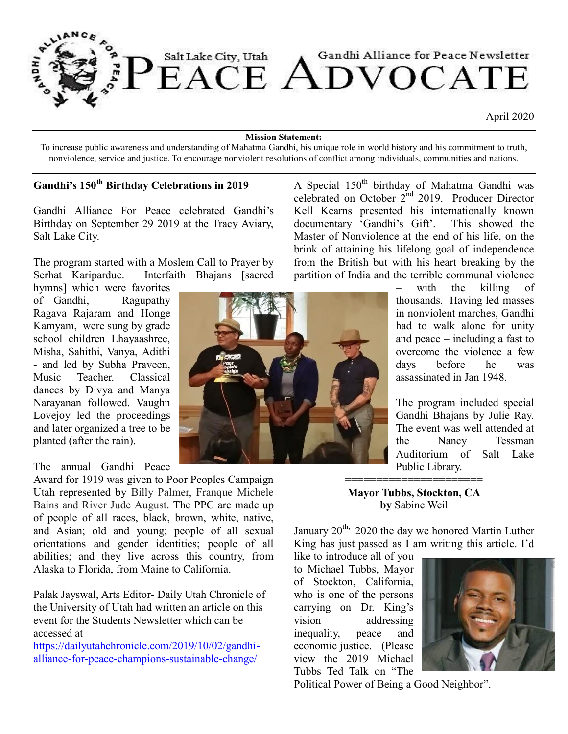# Salt Lake City, Utah PEACE ADVOCATE

Gandhi Alliance for Peace Newsletter

April 2020

**Mission Statement:**

To increase public awareness and understanding of Mahatma Gandhi, his unique role in world history and his commitment to truth, nonviolence, service and justice. To encourage nonviolent resolutions of conflict among individuals, communities and nations.

## Gandhi's 150th Birthday Celebrations in 2019

Gandhi Alliance For Peace celebrated Gandhi's Birthday on September 29 2019 at the Tracy Aviary, Salt Lake City.

The program started with a Moslem Call to Prayer by Serhat Kariparduc. Interfaith Bhajans [sacred hymns] which were favorites of Gandhi, Ragupathy Ragava Rajaram and Honge Kamyam, were sung by grade school children Lhayaashree, Misha, Sahithi, Vanya, Adithi - and led by Subha Praveen, Music Teacher. Classical dances by Divya and Manya Narayanan followed. Vaughn Lovejoy led the proceedings and later organized a tree to be planted (after the rain).

The annual Gandhi Peace Award for 1919 was given to Poor Peoples Campaign Utah represented by Billy Palmer, Franque Michele Bains and River Jude August. The PPC are made up of people of all races, black, brown, white, native, and Asian; old and young; people of all sexual orientations and gender identities; people of all abilities; and they live across this country, from Alaska to Florida, from Maine to California.

Palak Jayswal, Arts Editor- Daily Utah Chronicle of the University of Utah had written an article on this event for the Students Newsletter which can be accessed at https://dailyutahchronicle.com/2019/10/02/gandhi-alliance-for-peace-champions-sustainable-change/

A Special 150th birthday of Mahatma Gandhi was celebrated on October 2nd 2019. Producer Director Kell Kearns presented his internationally known documentary 'Gandhi's Gift'. This showed the Master of Nonviolence at the end of his life, on the brink of attaining his lifelong goal of independence from the British but with his heart breaking by the partition of India and the terrible communal violence – with the killing of thousands. Having led masses in nonviolent marches, Gandhi had to walk alone for unity and peace – including a fast to overcome the violence a few days before he was assassinated in Jan 1948.

The program included special Gandhi Bhajans by Julie Ray. The event was well attended at the Nancy Tessman Auditorium of Salt Lake Public Library.

=====================

## Mayor Tubbs, Stockton, CA

**by** Sabine Weil

January 20th, 2020 the day we honored Martin Luther King has just passed as I am writing this article. I'd like to introduce all of you to Michael Tubbs, Mayor of Stockton, California, who is one of the persons carrying on Dr. King's vision addressing inequality, peace and economic justice. (Please view the 2019 Michael Tubbs Ted Talk on "The Political Power of Being a Good Neighbor".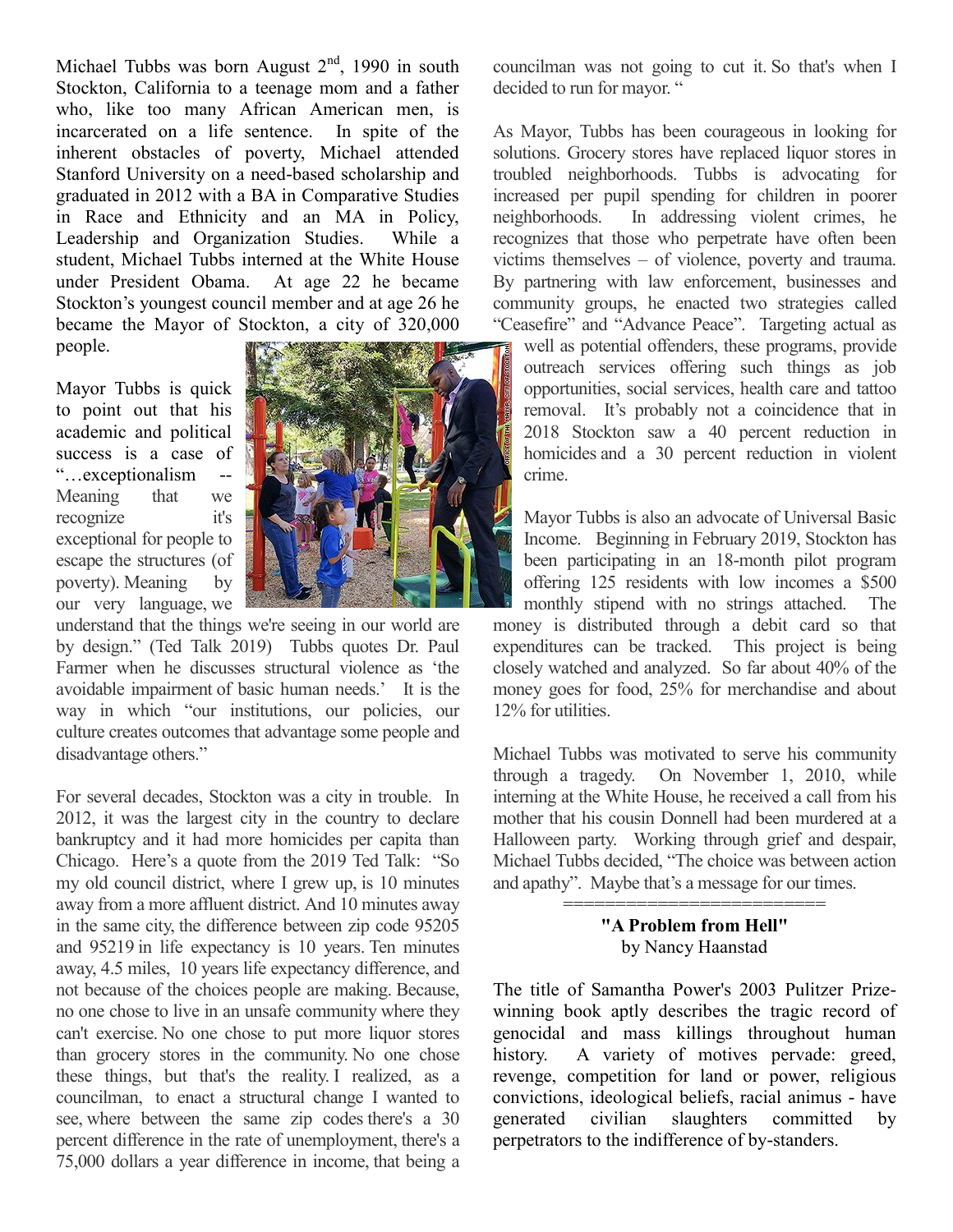Michael Tubbs was born August 2nd, 1990 in south Stockton, California to a teenage mom and a father who, like too many African American men, is incarcerated on a life sentence. In spite of the inherent obstacles of poverty, Michael attended Stanford University on a need-based scholarship and graduated in 2012 with a BA in Comparative Studies in Race and Ethnicity and an MA in Policy, Leadership and Organization Studies. While a student, Michael Tubbs interned at the White House under President Obama. At age 22 he became Stockton's youngest council member and at age 26 he became the Mayor of Stockton, a city of 320,000 people.

Mayor Tubbs is quick to point out that his academic and political success is a case of "…exceptionalism -- Meaning that we recognize it's exceptional for people to escape the structures (of poverty). Meaning by our very language, we understand that the things we're seeing in our world are by design." (Ted Talk 2019) Tubbs quotes Dr. Paul Farmer when he discusses structural violence as 'the avoidable impairment of basic human needs.' It is the way in which "our institutions, our policies, our culture creates outcomes that advantage some people and disadvantage others."

For several decades, Stockton was a city in trouble. In 2012, it was the largest city in the country to declare bankruptcy and it had more homicides per capita than Chicago. Here's a quote from the 2019 Ted Talk: "So my old council district, where I grew up, is 10 minutes away from a more affluent district. And 10 minutes away in the same city, the difference between zip code 95205 and 95219 in life expectancy is 10 years. Ten minutes away, 4.5 miles, 10 years life expectancy difference, and not because of the choices people are making. Because, no one chose to live in an unsafe community where they can't exercise. No one chose to put more liquor stores than grocery stores in the community. No one chose these things, but that's the reality. I realized, as a councilman, to enact a structural change I wanted to see, where between the same zip codes there's a 30 percent difference in the rate of unemployment, there's a 75,000 dollars a year difference in income, that being a councilman was not going to cut it. So that's when I decided to run for mayor. "

As Mayor, Tubbs has been courageous in looking for solutions. Grocery stores have replaced liquor stores in troubled neighborhoods. Tubbs is advocating for increased per pupil spending for children in poorer neighborhoods. In addressing violent crimes, he recognizes that those who perpetrate have often been victims themselves – of violence, poverty and trauma. By partnering with law enforcement, businesses and community groups, he enacted two strategies called "Ceasefire" and "Advance Peace". Targeting actual as well as potential offenders, these programs, provide outreach services offering such things as job opportunities, social services, health care and tattoo removal. It's probably not a coincidence that in 2018 Stockton saw a 40 percent reduction in homicides and a 30 percent reduction in violent crime.

Mayor Tubbs is also an advocate of Universal Basic Income. Beginning in February 2019, Stockton has been participating in an 18-month pilot program offering 125 residents with low incomes a $500 monthly stipend with no strings attached. The money is distributed through a debit card so that expenditures can be tracked. This project is being closely watched and analyzed. So far about 40% of the money goes for food, 25% for merchandise and about 12% for utilities.

Michael Tubbs was motivated to serve his community through a tragedy. On November 1, 2010, while interning at the White House, he received a call from his mother that his cousin Donnell had been murdered at a Halloween party. Working through grief and despair, Michael Tubbs decided, "The choice was between action and apathy". Maybe that's a message for our times.

========================

**"A Problem from Hell"**
by Nancy Haanstad

The title of Samantha Power's 2003 Pulitzer Prize-winning book aptly describes the tragic record of genocidal and mass killings throughout human history. A variety of motives pervade: greed, revenge, competition for land or power, religious convictions, ideological beliefs, racial animus - have generated civilian slaughters committed by perpetrators to the indifference of by-standers.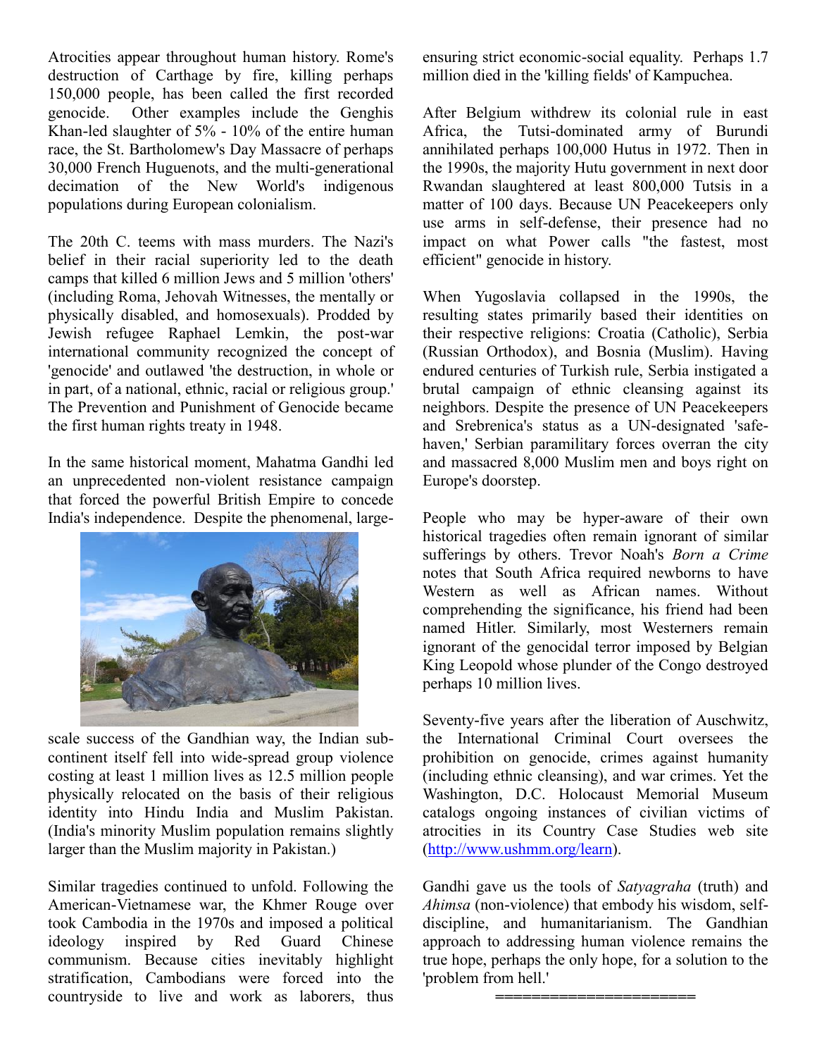Atrocities appear throughout human history. Rome's destruction of Carthage by fire, killing perhaps 150,000 people, has been called the first recorded genocide. Other examples include the Genghis Khan-led slaughter of 5% - 10% of the entire human race, the St. Bartholomew's Day Massacre of perhaps 30,000 French Huguenots, and the multi-generational decimation of the New World's indigenous populations during European colonialism.

The 20th C. teems with mass murders. The Nazi's belief in their racial superiority led to the death camps that killed 6 million Jews and 5 million 'others' (including Roma, Jehovah Witnesses, the mentally or physically disabled, and homosexuals). Prodded by Jewish refugee Raphael Lemkin, the post-war international community recognized the concept of 'genocide' and outlawed 'the destruction, in whole or in part, of a national, ethnic, racial or religious group.' The Prevention and Punishment of Genocide became the first human rights treaty in 1948.

In the same historical moment, Mahatma Gandhi led an unprecedented non-violent resistance campaign that forced the powerful British Empire to concede India's independence. Despite the phenomenal, large-scale success of the Gandhian way, the Indian sub-continent itself fell into wide-spread group violence costing at least 1 million lives as 12.5 million people physically relocated on the basis of their religious identity into Hindu India and Muslim Pakistan. (India's minority Muslim population remains slightly larger than the Muslim majority in Pakistan.)

Similar tragedies continued to unfold. Following the American-Vietnamese war, the Khmer Rouge over took Cambodia in the 1970s and imposed a political ideology inspired by Red Guard Chinese communism. Because cities inevitably highlight stratification, Cambodians were forced into the countryside to live and work as laborers, thus ensuring strict economic-social equality. Perhaps 1.7 million died in the 'killing fields' of Kampuchea.

After Belgium withdrew its colonial rule in east Africa, the Tutsi-dominated army of Burundi annihilated perhaps 100,000 Hutus in 1972. Then in the 1990s, the majority Hutu government in next door Rwandan slaughtered at least 800,000 Tutsis in a matter of 100 days. Because UN Peacekeepers only use arms in self-defense, their presence had no impact on what Power calls "the fastest, most efficient" genocide in history.

When Yugoslavia collapsed in the 1990s, the resulting states primarily based their identities on their respective religions: Croatia (Catholic), Serbia (Russian Orthodox), and Bosnia (Muslim). Having endured centuries of Turkish rule, Serbia instigated a brutal campaign of ethnic cleansing against its neighbors. Despite the presence of UN Peacekeepers and Srebrenica's status as a UN-designated 'safe-haven,' Serbian paramilitary forces overran the city and massacred 8,000 Muslim men and boys right on Europe's doorstep.

People who may be hyper-aware of their own historical tragedies often remain ignorant of similar sufferings by others. Trevor Noah's *Born a Crime* notes that South Africa required newborns to have Western as well as African names. Without comprehending the significance, his friend had been named Hitler. Similarly, most Westerners remain ignorant of the genocidal terror imposed by Belgian King Leopold whose plunder of the Congo destroyed perhaps 10 million lives.

Seventy-five years after the liberation of Auschwitz, the International Criminal Court oversees the prohibition on genocide, crimes against humanity (including ethnic cleansing), and war crimes. Yet the Washington, D.C. Holocaust Memorial Museum catalogs ongoing instances of civilian victims of atrocities in its Country Case Studies web site (http://www.ushmm.org/learn).

Gandhi gave us the tools of *Satyagraha* (truth) and *Ahimsa* (non-violence) that embody his wisdom, self-discipline, and humanitarianism. The Gandhian approach to addressing human violence remains the true hope, perhaps the only hope, for a solution to the 'problem from hell.'

=====================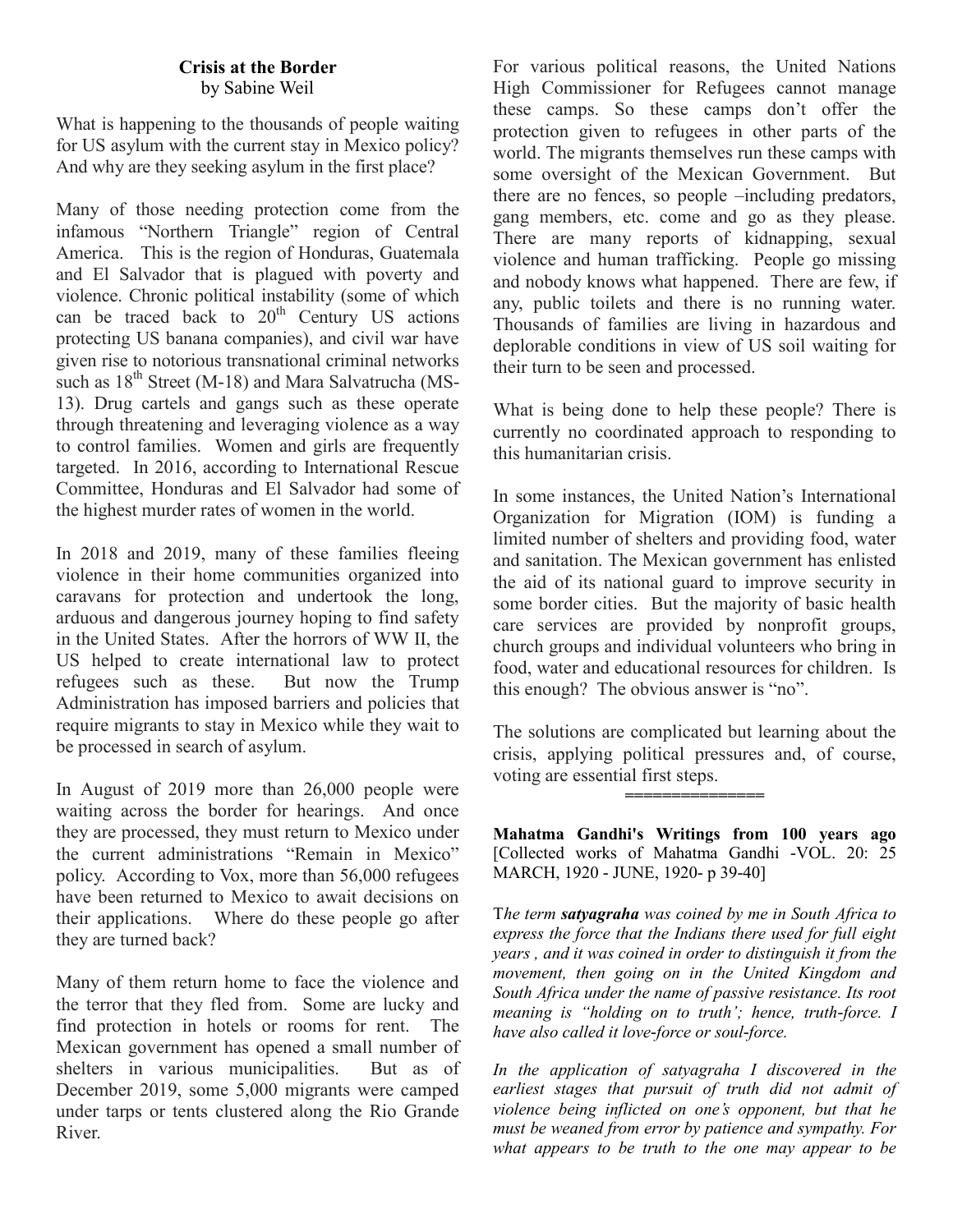## Crisis at the Border
by Sabine Weil

What is happening to the thousands of people waiting for US asylum with the current stay in Mexico policy? And why are they seeking asylum in the first place?

Many of those needing protection come from the infamous "Northern Triangle" region of Central America. This is the region of Honduras, Guatemala and El Salvador that is plagued with poverty and violence. Chronic political instability (some of which can be traced back to 20th Century US actions protecting US banana companies), and civil war have given rise to notorious transnational criminal networks such as 18th Street (M-18) and Mara Salvatrucha (MS-13). Drug cartels and gangs such as these operate through threatening and leveraging violence as a way to control families. Women and girls are frequently targeted. In 2016, according to International Rescue Committee, Honduras and El Salvador had some of the highest murder rates of women in the world.

In 2018 and 2019, many of these families fleeing violence in their home communities organized into caravans for protection and undertook the long, arduous and dangerous journey hoping to find safety in the United States. After the horrors of WW II, the US helped to create international law to protect refugees such as these. But now the Trump Administration has imposed barriers and policies that require migrants to stay in Mexico while they wait to be processed in search of asylum.

In August of 2019 more than 26,000 people were waiting across the border for hearings. And once they are processed, they must return to Mexico under the current administrations "Remain in Mexico" policy. According to Vox, more than 56,000 refugees have been returned to Mexico to await decisions on their applications. Where do these people go after they are turned back?

Many of them return home to face the violence and the terror that they fled from. Some are lucky and find protection in hotels or rooms for rent. The Mexican government has opened a small number of shelters in various municipalities. But as of December 2019, some 5,000 migrants were camped under tarps or tents clustered along the Rio Grande River.

For various political reasons, the United Nations High Commissioner for Refugees cannot manage these camps. So these camps don't offer the protection given to refugees in other parts of the world. The migrants themselves run these camps with some oversight of the Mexican Government. But there are no fences, so people –including predators, gang members, etc. come and go as they please. There are many reports of kidnapping, sexual violence and human trafficking. People go missing and nobody knows what happened. There are few, if any, public toilets and there is no running water. Thousands of families are living in hazardous and deplorable conditions in view of US soil waiting for their turn to be seen and processed.

What is being done to help these people? There is currently no coordinated approach to responding to this humanitarian crisis.

In some instances, the United Nation's International Organization for Migration (IOM) is funding a limited number of shelters and providing food, water and sanitation. The Mexican government has enlisted the aid of its national guard to improve security in some border cities. But the majority of basic health care services are provided by nonprofit groups, church groups and individual volunteers who bring in food, water and educational resources for children. Is this enough? The obvious answer is "no".

The solutions are complicated but learning about the crisis, applying political pressures and, of course, voting are essential first steps.

===============

**Mahatma Gandhi's Writings from 100 years ago**
[Collected works of Mahatma Gandhi -VOL. 20: 25 MARCH, 1920 - JUNE, 1920- p 39-40]

*The term **satyagraha** was coined by me in South Africa to express the force that the Indians there used for full eight years , and it was coined in order to distinguish it from the movement, then going on in the United Kingdom and South Africa under the name of passive resistance. Its root meaning is "holding on to truth'; hence, truth-force. I have also called it love-force or soul-force.*

*In the application of satyagraha I discovered in the earliest stages that pursuit of truth did not admit of violence being inflicted on one's opponent, but that he must be weaned from error by patience and sympathy. For what appears to be truth to the one may appear to be*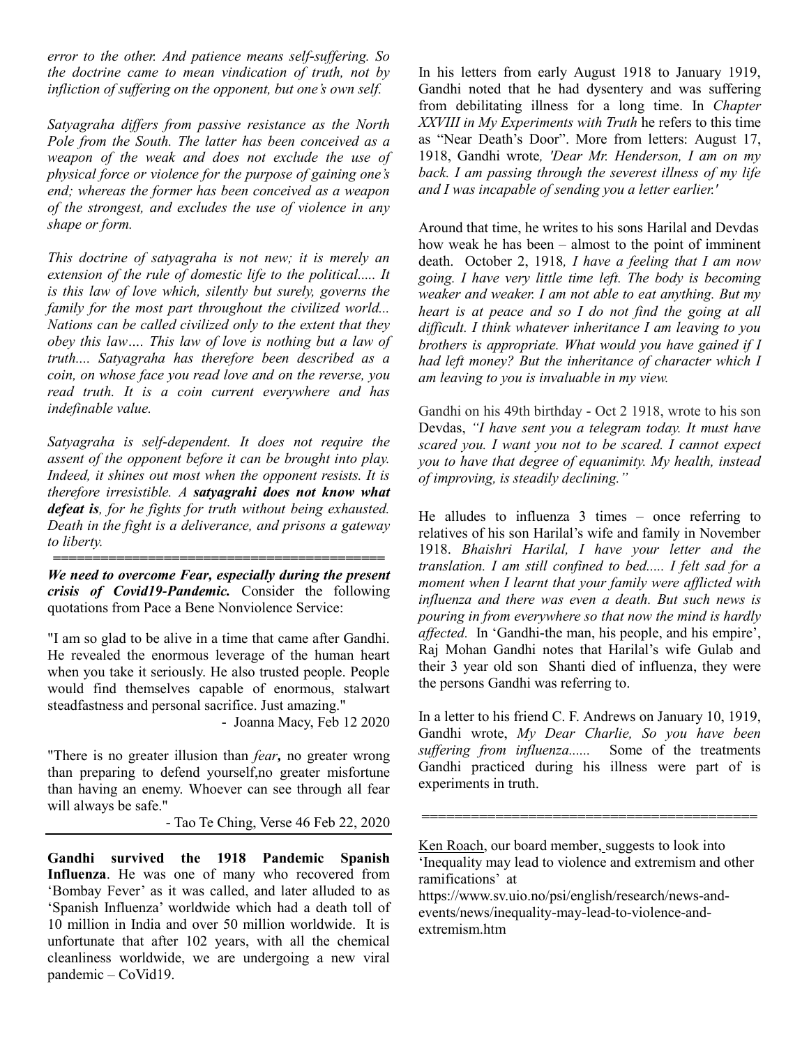*error to the other. And patience means self-suffering. So the doctrine came to mean vindication of truth, not by infliction of suffering on the opponent, but one's own self.*

*Satyagraha differs from passive resistance as the North Pole from the South. The latter has been conceived as a weapon of the weak and does not exclude the use of physical force or violence for the purpose of gaining one's end; whereas the former has been conceived as a weapon of the strongest, and excludes the use of violence in any shape or form.*

*This doctrine of satyagraha is not new; it is merely an extension of the rule of domestic life to the political..... It is this law of love which, silently but surely, governs the family for the most part throughout the civilized world... Nations can be called civilized only to the extent that they obey this law…. This law of love is nothing but a law of truth.... Satyagraha has therefore been described as a coin, on whose face you read love and on the reverse, you read truth. It is a coin current everywhere and has indefinable value.*

*Satyagraha is self-dependent. It does not require the assent of the opponent before it can be brought into play. Indeed, it shines out most when the opponent resists. It is therefore irresistible. A* ***satyagrahi does not know what defeat is****, for he fights for truth without being exhausted. Death in the fight is a deliverance, and prisons a gateway to liberty.*

========================================

***We need to overcome Fear, especially during the present crisis of Covid19-Pandemic.*** Consider the following quotations from Pace a Bene Nonviolence Service:

"I am so glad to be alive in a time that came after Gandhi. He revealed the enormous leverage of the human heart when you take it seriously. He also trusted people. People would find themselves capable of enormous, stalwart steadfastness and personal sacrifice. Just amazing."

- Joanna Macy, Feb 12 2020

"There is no greater illusion than *fear***,** no greater wrong than preparing to defend yourself,no greater misfortune than having an enemy. Whoever can see through all fear will always be safe."

- Tao Te Ching, Verse 46 Feb 22, 2020

---

**Gandhi survived the 1918 Pandemic Spanish Influenza**. He was one of many who recovered from 'Bombay Fever' as it was called, and later alluded to as 'Spanish Influenza' worldwide which had a death toll of 10 million in India and over 50 million worldwide. It is unfortunate that after 102 years, with all the chemical cleanliness worldwide, we are undergoing a new viral pandemic – CoVid19.

In his letters from early August 1918 to January 1919, Gandhi noted that he had dysentery and was suffering from debilitating illness for a long time. In *Chapter XXVIII in My Experiments with Truth* he refers to this time as "Near Death's Door". More from letters: August 17, 1918, Gandhi wrote*, 'Dear Mr. Henderson, I am on my back. I am passing through the severest illness of my life and I was incapable of sending you a letter earlier.'*

Around that time, he writes to his sons Harilal and Devdas how weak he has been – almost to the point of imminent death. October 2, 1918*, I have a feeling that I am now going. I have very little time left. The body is becoming weaker and weaker. I am not able to eat anything. But my heart is at peace and so I do not find the going at all difficult. I think whatever inheritance I am leaving to you brothers is appropriate. What would you have gained if I had left money? But the inheritance of character which I am leaving to you is invaluable in my view.*

Gandhi on his 49th birthday - Oct 2 1918, wrote to his son Devdas, *"I have sent you a telegram today. It must have scared you. I want you not to be scared. I cannot expect you to have that degree of equanimity. My health, instead of improving, is steadily declining."*

He alludes to influenza 3 times – once referring to relatives of his son Harilal's wife and family in November 1918. *Bhaishri Harilal, I have your letter and the translation. I am still confined to bed..... I felt sad for a moment when I learnt that your family were afflicted with influenza and there was even a death. But such news is pouring in from everywhere so that now the mind is hardly affected.* In 'Gandhi-the man, his people, and his empire', Raj Mohan Gandhi notes that Harilal's wife Gulab and their 3 year old son Shanti died of influenza, they were the persons Gandhi was referring to.

In a letter to his friend C. F. Andrews on January 10, 1919, Gandhi wrote, *My Dear Charlie, So you have been suffering from influenza......* Some of the treatments Gandhi practiced during his illness were part of is experiments in truth.

========================================

Ken Roach, our board member, suggests to look into 'Inequality may lead to violence and extremism and other ramifications' at https://www.sv.uio.no/psi/english/research/news-and-events/news/inequality-may-lead-to-violence-and-extremism.htm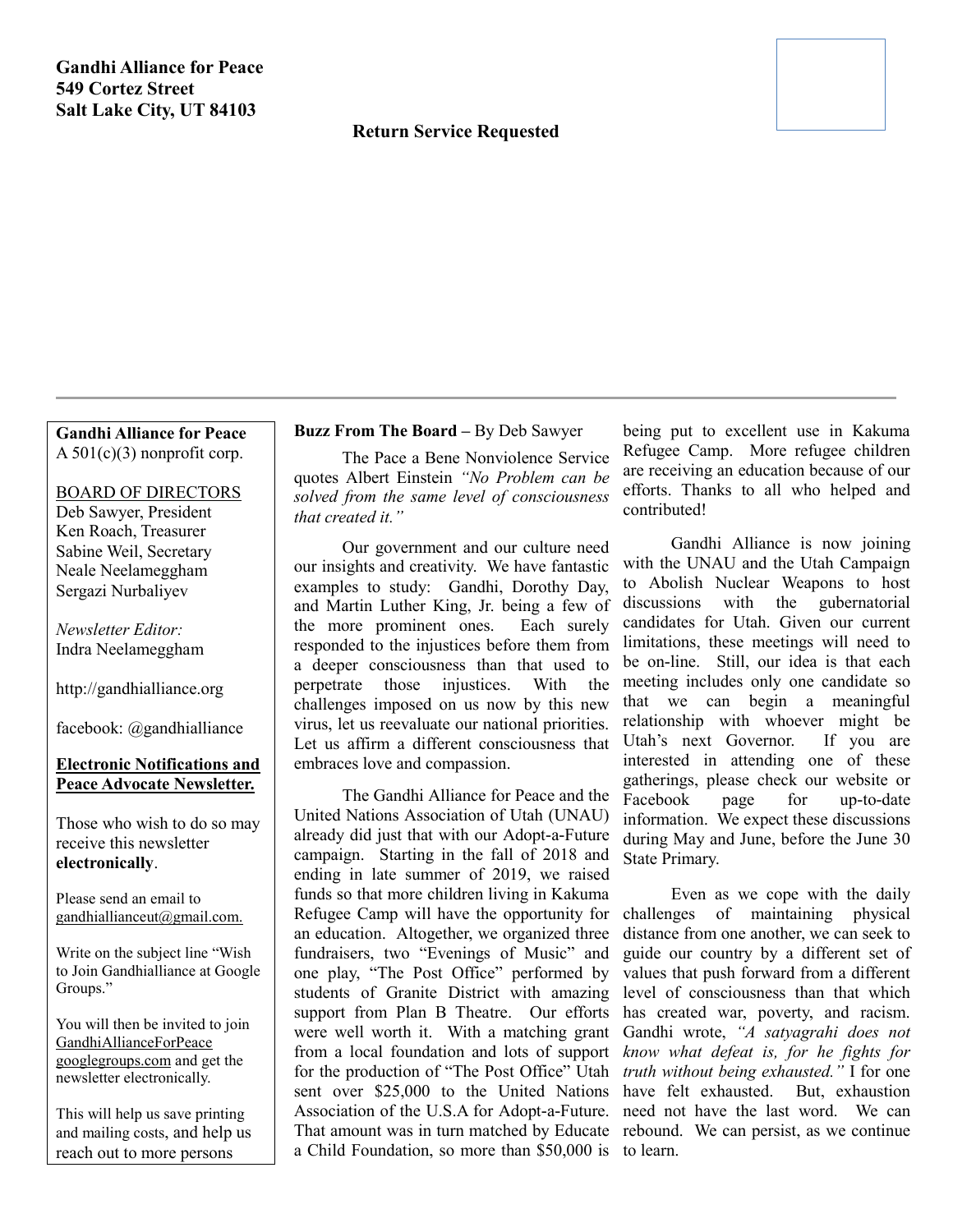**Gandhi Alliance for Peace**
**549 Cortez Street**
**Salt Lake City, UT 84103**

**Return Service Requested**

**Gandhi Alliance for Peace**
A 501(c)(3) nonprofit corp.

BOARD OF DIRECTORS
Deb Sawyer, President
Ken Roach, Treasurer
Sabine Weil, Secretary
Neale Neelameggham
Sergazi Nurbaliyev

*Newsletter Editor:*
Indra Neelameggham

http://gandhialliance.org

facebook: @gandhialliance

**Electronic Notifications and Peace Advocate Newsletter.**

Those who wish to do so may receive this newsletter **electronically**.

Please send an email to gandhiallianceut@gmail.com.

Write on the subject line "Wish to Join Gandhialliance at Google Groups."

You will then be invited to join GandhiAllianceForPeace googlegroups.com and get the newsletter electronically.

This will help us save printing and mailing costs, and help us reach out to more persons

**Buzz From The Board –** By Deb Sawyer

The Pace a Bene Nonviolence Service quotes Albert Einstein *"No Problem can be solved from the same level of consciousness that created it."*

Our government and our culture need our insights and creativity. We have fantastic examples to study: Gandhi, Dorothy Day, and Martin Luther King, Jr. being a few of the more prominent ones. Each surely responded to the injustices before them from a deeper consciousness than that used to perpetrate those injustices. With the challenges imposed on us now by this new virus, let us reevaluate our national priorities. Let us affirm a different consciousness that embraces love and compassion.

The Gandhi Alliance for Peace and the United Nations Association of Utah (UNAU) already did just that with our Adopt-a-Future campaign. Starting in the fall of 2018 and ending in late summer of 2019, we raised funds so that more children living in Kakuma Refugee Camp will have the opportunity for an education. Altogether, we organized three fundraisers, two "Evenings of Music" and one play, "The Post Office" performed by students of Granite District with amazing support from Plan B Theatre. Our efforts were well worth it. With a matching grant from a local foundation and lots of support for the production of "The Post Office" Utah sent over $25,000 to the United Nations Association of the U.S.A for Adopt-a-Future. That amount was in turn matched by Educate a Child Foundation, so more than $50,000 is being put to excellent use in Kakuma Refugee Camp. More refugee children are receiving an education because of our efforts. Thanks to all who helped and contributed!

Gandhi Alliance is now joining with the UNAU and the Utah Campaign to Abolish Nuclear Weapons to host discussions with the gubernatorial candidates for Utah. Given our current limitations, these meetings will need to be on-line. Still, our idea is that each meeting includes only one candidate so that we can begin a meaningful relationship with whoever might be Utah's next Governor. If you are interested in attending one of these gatherings, please check our website or Facebook page for up-to-date information. We expect these discussions during May and June, before the June 30 State Primary.

Even as we cope with the daily challenges of maintaining physical distance from one another, we can seek to guide our country by a different set of values that push forward from a different level of consciousness than that which has created war, poverty, and racism. Gandhi wrote, *"A satyagrahi does not know what defeat is, for he fights for truth without being exhausted."* I for one have felt exhausted. But, exhaustion need not have the last word. We can rebound. We can persist, as we continue to learn.